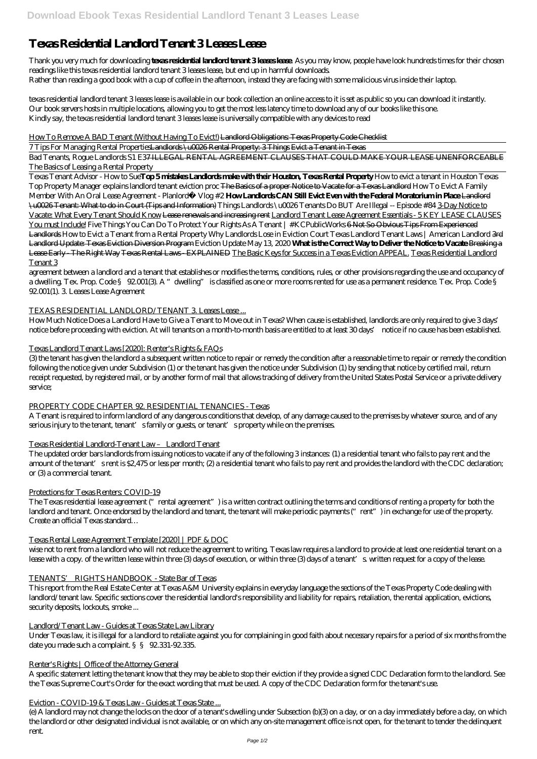# Texas Residential Landlord Tenant 3 Leases Lease

Thank you very much for downloading **texas residential landlord tenant 3 leases lease**. As you may know, people have look hundreds times for their chosen readings like this texas residential landlord tenant 3 leases lease, but end up in harmful downloads.
Rather than reading a good book with a cup of coffee in the afternoon, instead they are facing with some malicious virus inside their laptop.

texas residential landlord tenant 3 leases lease is available in our book collection an online access to it is set as public so you can download it instantly.
Our book servers hosts in multiple locations, allowing you to get the most less latency time to download any of our books like this one.
Kindly say, the texas residential landlord tenant 3 leases lease is universally compatible with any devices to read

How To Remove A BAD Tenant (Without Having To Evict!) ~~Landlord Obligations: Texas Property Code Checklist~~

7 Tips For Managing Rental Properties~~Landlords \u0026 Rental Property: 3 Things~~ ~~Evict a Tenant in Texas~~

Bad Tenants, Rogue Landlords S1 E37 ~~ILLEGAL RENTAL AGREEMENT CLAUSES THAT COULD MAKE YOUR LEASE UNENFORCEABLE~~ *The Basics of Leasing a Rental Property*

Texas Tenant Advisor - How to Sue **Top 5 mistakes Landlords make with their Houston, Texas Rental Property** *How to evict a tenant in Houston Texas* *Top Property Manager explains landlord tenant eviction proc* ~~The Basics of a proper Notice to Vacate for a Texas Landlord~~ *How To Evict A Family Member With An Oral Lease Agreement - Planlord® Vlog #2* **How Landlords CAN Still Evict Even with the Federal Moratorium in Place** ~~Landlord \u0026 Tenant: What to do in Court (Tips and Information)~~ *Things Landlords \u0026 Tenants Do BUT Are Illegal -- Episode #84* 3-Day Notice to Vacate: What Every Tenant Should Know ~~Lease renewals and increasing rent~~ Landlord Tenant Lease Agreement Essentials - 5 KEY LEASE CLAUSES You must Include! *Five Things You Can Do To Protect Your Rights As A Tenant | #KCPublicWorks* ~~6 Not So Obvious Tips From Experienced Landlords~~ *How to Evict a Tenant from a Rental Property* *Why Landlords Lose in Eviction Court* *Texas Landlord Tenant Laws | American Landlord* ~~3rd Landlord Update: Texas Eviction Diversion Program~~ *Eviction Update May 13, 2020* **What is the Correct Way to Deliver the Notice to Vacate** ~~Breaking a Lease Early - The Right Way~~ ~~Texas Rental Laws - EXPLAINED~~ The Basic Keys for Success in a Texas Eviction APPEAL. Texas Residential Landlord Tenant 3

agreement between a landlord and a tenant that establishes or modifies the terms, conditions, rules, or other provisions regarding the use and occupancy of a dwelling. Tex. Prop. Code § 92.001(3). A "dwelling" is classified as one or more rooms rented for use as a permanent residence. Tex. Prop. Code § 92.001(1). 3. Leases Lease Agreement

TEXAS RESIDENTIAL LANDLORD/TENANT 3. Leases Lease ...

How Much Notice Does a Landlord Have to Give a Tenant to Move out in Texas? When cause is established, landlords are only required to give 3 days' notice before proceeding with eviction. At will tenants on a month-to-month basis are entitled to at least 30 days' notice if no cause has been established.

Texas Landlord Tenant Laws [2020]: Renter's Rights & FAQs

(3) the tenant has given the landlord a subsequent written notice to repair or remedy the condition after a reasonable time to repair or remedy the condition following the notice given under Subdivision (1) or the tenant has given the notice under Subdivision (1) by sending that notice by certified mail, return receipt requested, by registered mail, or by another form of mail that allows tracking of delivery from the United States Postal Service or a private delivery service;

PROPERTY CODE CHAPTER 92. RESIDENTIAL TENANCIES - Texas

A Tenant is required to inform landlord of any dangerous conditions that develop, of any damage caused to the premises by whatever source, and of any serious injury to the tenant, tenant's family or guests, or tenant's property while on the premises.

Texas Residential Landlord-Tenant Law – Landlord Tenant

The updated order bars landlords from issuing notices to vacate if any of the following 3 instances: (1) a residential tenant who fails to pay rent and the amount of the tenant's rent is $2,475 or less per month; (2) a residential tenant who fails to pay rent and provides the landlord with the CDC declaration; or (3) a commercial tenant.

Protections for Texas Renters: COVID-19

The Texas residential lease agreement ("rental agreement") is a written contract outlining the terms and conditions of renting a property for both the landlord and tenant. Once endorsed by the landlord and tenant, the tenant will make periodic payments ("rent") in exchange for use of the property. Create an official Texas standard…

Texas Rental Lease Agreement Template [2020] | PDF & DOC

wise not to rent from a landlord who will not reduce the agreement to writing. Texas law requires a landlord to provide at least one residential tenant on a lease with a copy. of the written lease within three (3) days of execution, or within three (3) days of a tenant's. written request for a copy of the lease.

TENANTS' RIGHTS HANDBOOK - State Bar of Texas

This report from the Real Estate Center at Texas A&M University explains in everyday language the sections of the Texas Property Code dealing with landlord/tenant law. Specific sections cover the residential landlord's responsibility and liability for repairs, retaliation, the rental application, evictions, security deposits, lockouts, smoke ...

Landlord/Tenant Law - Guides at Texas State Law Library

Under Texas law, it is illegal for a landlord to retaliate against you for complaining in good faith about necessary repairs for a period of six months from the date you made such a complaint. §§ 92.331-92.335.

Renter's Rights | Office of the Attorney General

A specific statement letting the tenant know that they may be able to stop their eviction if they provide a signed CDC Declaration form to the landlord. See the Texas Supreme Court's Order for the exact wording that must be used. A copy of the CDC Declaration form for the tenant's use.

Eviction - COVID-19 & Texas Law - Guides at Texas State ...

(e) A landlord may not change the locks on the door of a tenant's dwelling under Subsection (b)(3) on a day, or on a day immediately before a day, on which the landlord or other designated individual is not available, or on which any on-site management office is not open, for the tenant to tender the delinquent rent.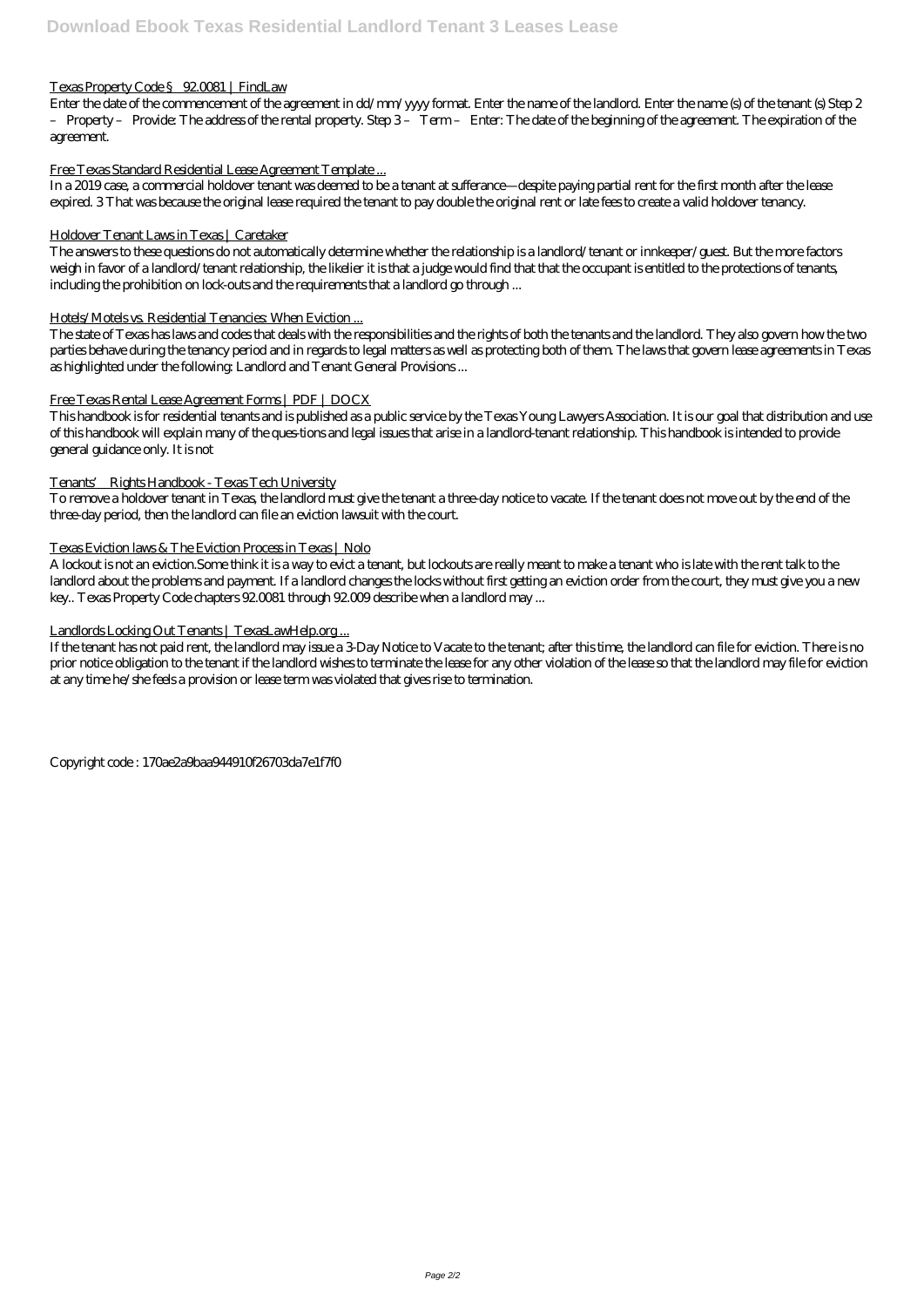Texas Property Code § 92.0081 | FindLaw

Enter the date of the commencement of the agreement in dd/mm/yyyy format. Enter the name of the landlord. Enter the name (s) of the tenant (s) Step 2 – Property – Provide: The address of the rental property. Step 3 – Term – Enter: The date of the beginning of the agreement. The expiration of the agreement.

Free Texas Standard Residential Lease Agreement Template ...

In a 2019 case, a commercial holdover tenant was deemed to be a tenant at sufferance—despite paying partial rent for the first month after the lease expired. 3 That was because the original lease required the tenant to pay double the original rent or late fees to create a valid holdover tenancy.

Holdover Tenant Laws in Texas | Caretaker

The answers to these questions do not automatically determine whether the relationship is a landlord/tenant or innkeeper/guest. But the more factors weigh in favor of a landlord/tenant relationship, the likelier it is that a judge would find that that the occupant is entitled to the protections of tenants, including the prohibition on lock-outs and the requirements that a landlord go through ...

Hotels/Motels vs. Residential Tenancies: When Eviction ...

The state of Texas has laws and codes that deals with the responsibilities and the rights of both the tenants and the landlord. They also govern how the two parties behave during the tenancy period and in regards to legal matters as well as protecting both of them. The laws that govern lease agreements in Texas as highlighted under the following: Landlord and Tenant General Provisions ...

Free Texas Rental Lease Agreement Forms | PDF | DOCX

This handbook is for residential tenants and is published as a public service by the Texas Young Lawyers Association. It is our goal that distribution and use of this handbook will explain many of the ques-tions and legal issues that arise in a landlord-tenant relationship. This handbook is intended to provide general guidance only. It is not

Tenants' Rights Handbook - Texas Tech University

To remove a holdover tenant in Texas, the landlord must give the tenant a three-day notice to vacate. If the tenant does not move out by the end of the three-day period, then the landlord can file an eviction lawsuit with the court.

Texas Eviction laws & The Eviction Process in Texas | Nolo

A lockout is not an eviction.Some think it is a way to evict a tenant, but lockouts are really meant to make a tenant who is late with the rent talk to the landlord about the problems and payment. If a landlord changes the locks without first getting an eviction order from the court, they must give you a new key.. Texas Property Code chapters 92.0081 through 92.009 describe when a landlord may ...

Landlords Locking Out Tenants | TexasLawHelp.org ...

If the tenant has not paid rent, the landlord may issue a 3-Day Notice to Vacate to the tenant; after this time, the landlord can file for eviction. There is no prior notice obligation to the tenant if the landlord wishes to terminate the lease for any other violation of the lease so that the landlord may file for eviction at any time he/she feels a provision or lease term was violated that gives rise to termination.

Copyright code : 170ae2a9baa944910f26703da7e1f7f0